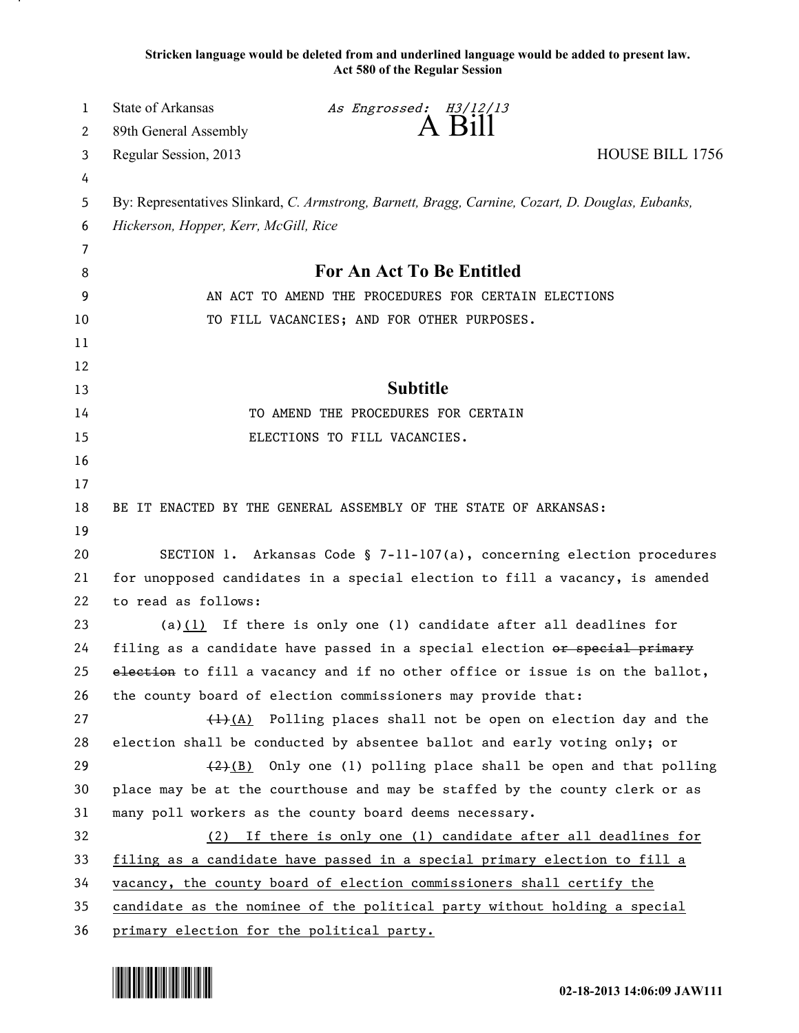**Stricken language would be deleted from and underlined language would be added to present law.**
**Act 580 of the Regular Session**

State of Arkansas *As Engrossed: H3/12/13*
89th General Assembly **A Bill**
Regular Session, 2013 HOUSE BILL 1756

By: Representatives Slinkard, *C. Armstrong, Barnett, Bragg, Carnine, Cozart, D. Douglas, Eubanks, Hickerson, Hopper, Kerr, McGill, Rice*

## For An Act To Be Entitled

AN ACT TO AMEND THE PROCEDURES FOR CERTAIN ELECTIONS TO FILL VACANCIES; AND FOR OTHER PURPOSES.

## Subtitle

TO AMEND THE PROCEDURES FOR CERTAIN ELECTIONS TO FILL VACANCIES.

BE IT ENACTED BY THE GENERAL ASSEMBLY OF THE STATE OF ARKANSAS:

SECTION 1. Arkansas Code § 7-11-107(a), concerning election procedures for unopposed candidates in a special election to fill a vacancy, is amended to read as follows:

(a)<u>(1)</u> If there is only one (1) candidate after all deadlines for filing as a candidate have passed in a special election ~~or special primary election~~ to fill a vacancy and if no other office or issue is on the ballot, the county board of election commissioners may provide that:

~~(1)~~<u>(A)</u> Polling places shall not be open on election day and the election shall be conducted by absentee ballot and early voting only; or

~~(2)~~<u>(B)</u> Only one (1) polling place shall be open and that polling place may be at the courthouse and may be staffed by the county clerk or as many poll workers as the county board deems necessary.

<u>(2) If there is only one (1) candidate after all deadlines for filing as a candidate have passed in a special primary election to fill a vacancy, the county board of election commissioners shall certify the candidate as the nominee of the political party without holding a special primary election for the political party.</u>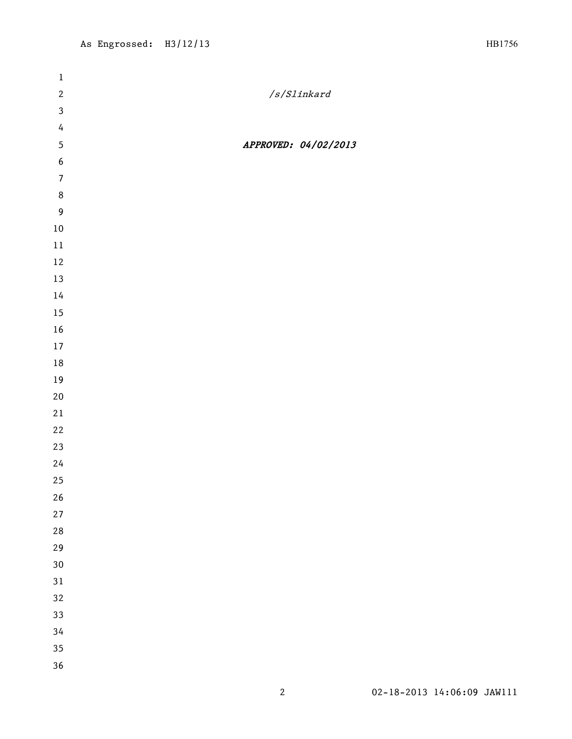*/s/Slinkard*

***APPROVED: 04/02/2013***